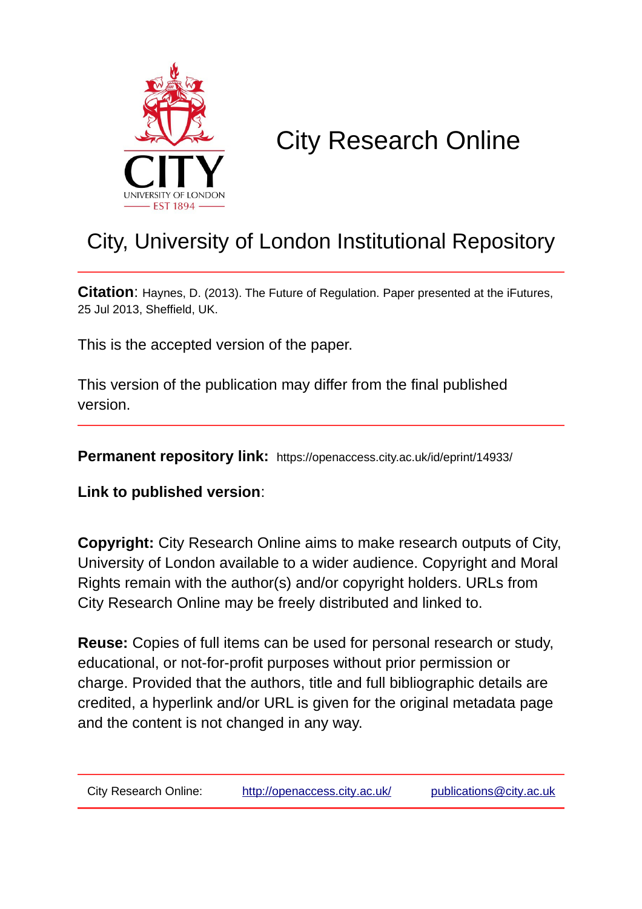# City Research Online

## City, University of London Institutional Repository

**Citation**: Haynes, D. (2013). The Future of Regulation. Paper presented at the iFutures, 25 Jul 2013, Sheffield, UK.

This is the accepted version of the paper.

This version of the publication may differ from the final published version.

---

**Permanent repository link:** https://openaccess.city.ac.uk/id/eprint/14933/

**Link to published version**:

**Copyright:** City Research Online aims to make research outputs of City, University of London available to a wider audience. Copyright and Moral Rights remain with the author(s) and/or copyright holders. URLs from City Research Online may be freely distributed and linked to.

**Reuse:** Copies of full items can be used for personal research or study, educational, or not-for-profit purposes without prior permission or charge. Provided that the authors, title and full bibliographic details are credited, a hyperlink and/or URL is given for the original metadata page and the content is not changed in any way.

---

City Research Online: http://openaccess.city.ac.uk/ publications@city.ac.uk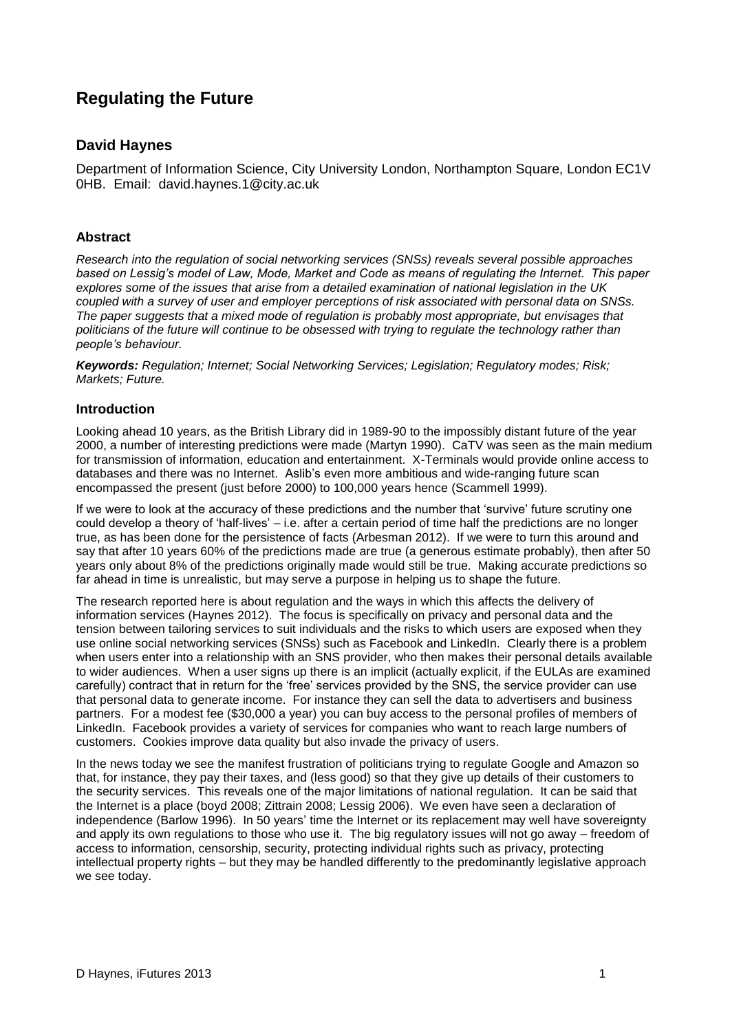# Regulating the Future

## David Haynes

Department of Information Science, City University London, Northampton Square, London EC1V 0HB. Email: david.haynes.1@city.ac.uk

### Abstract

*Research into the regulation of social networking services (SNSs) reveals several possible approaches based on Lessig's model of Law, Mode, Market and Code as means of regulating the Internet. This paper explores some of the issues that arise from a detailed examination of national legislation in the UK coupled with a survey of user and employer perceptions of risk associated with personal data on SNSs. The paper suggests that a mixed mode of regulation is probably most appropriate, but envisages that politicians of the future will continue to be obsessed with trying to regulate the technology rather than people's behaviour.*

***Keywords:*** *Regulation; Internet; Social Networking Services; Legislation; Regulatory modes; Risk; Markets; Future.*

### Introduction

Looking ahead 10 years, as the British Library did in 1989-90 to the impossibly distant future of the year 2000, a number of interesting predictions were made (Martyn 1990). CaTV was seen as the main medium for transmission of information, education and entertainment. X-Terminals would provide online access to databases and there was no Internet. Aslib's even more ambitious and wide-ranging future scan encompassed the present (just before 2000) to 100,000 years hence (Scammell 1999).

If we were to look at the accuracy of these predictions and the number that 'survive' future scrutiny one could develop a theory of 'half-lives' – i.e. after a certain period of time half the predictions are no longer true, as has been done for the persistence of facts (Arbesman 2012). If we were to turn this around and say that after 10 years 60% of the predictions made are true (a generous estimate probably), then after 50 years only about 8% of the predictions originally made would still be true. Making accurate predictions so far ahead in time is unrealistic, but may serve a purpose in helping us to shape the future.

The research reported here is about regulation and the ways in which this affects the delivery of information services (Haynes 2012). The focus is specifically on privacy and personal data and the tension between tailoring services to suit individuals and the risks to which users are exposed when they use online social networking services (SNSs) such as Facebook and LinkedIn. Clearly there is a problem when users enter into a relationship with an SNS provider, who then makes their personal details available to wider audiences. When a user signs up there is an implicit (actually explicit, if the EULAs are examined carefully) contract that in return for the 'free' services provided by the SNS, the service provider can use that personal data to generate income. For instance they can sell the data to advertisers and business partners. For a modest fee ($30,000 a year) you can buy access to the personal profiles of members of LinkedIn. Facebook provides a variety of services for companies who want to reach large numbers of customers. Cookies improve data quality but also invade the privacy of users.

In the news today we see the manifest frustration of politicians trying to regulate Google and Amazon so that, for instance, they pay their taxes, and (less good) so that they give up details of their customers to the security services. This reveals one of the major limitations of national regulation. It can be said that the Internet is a place (boyd 2008; Zittrain 2008; Lessig 2006). We even have seen a declaration of independence (Barlow 1996). In 50 years' time the Internet or its replacement may well have sovereignty and apply its own regulations to those who use it. The big regulatory issues will not go away – freedom of access to information, censorship, security, protecting individual rights such as privacy, protecting intellectual property rights – but they may be handled differently to the predominantly legislative approach we see today.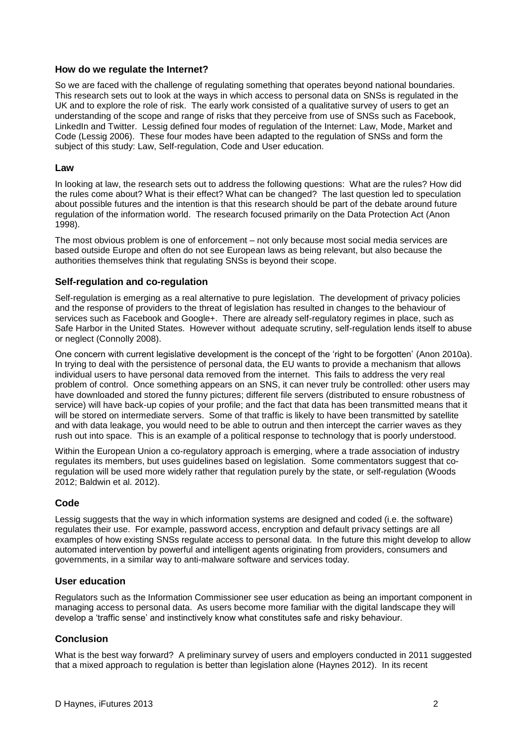## How do we regulate the Internet?

So we are faced with the challenge of regulating something that operates beyond national boundaries. This research sets out to look at the ways in which access to personal data on SNSs is regulated in the UK and to explore the role of risk. The early work consisted of a qualitative survey of users to get an understanding of the scope and range of risks that they perceive from use of SNSs such as Facebook, LinkedIn and Twitter. Lessig defined four modes of regulation of the Internet: Law, Mode, Market and Code (Lessig 2006). These four modes have been adapted to the regulation of SNSs and form the subject of this study: Law, Self-regulation, Code and User education.

### Law

In looking at law, the research sets out to address the following questions: What are the rules? How did the rules come about? What is their effect? What can be changed? The last question led to speculation about possible futures and the intention is that this research should be part of the debate around future regulation of the information world. The research focused primarily on the Data Protection Act (Anon 1998).

The most obvious problem is one of enforcement – not only because most social media services are based outside Europe and often do not see European laws as being relevant, but also because the authorities themselves think that regulating SNSs is beyond their scope.

### Self-regulation and co-regulation

Self-regulation is emerging as a real alternative to pure legislation. The development of privacy policies and the response of providers to the threat of legislation has resulted in changes to the behaviour of services such as Facebook and Google+. There are already self-regulatory regimes in place, such as Safe Harbor in the United States. However without adequate scrutiny, self-regulation lends itself to abuse or neglect (Connolly 2008).

One concern with current legislative development is the concept of the 'right to be forgotten' (Anon 2010a). In trying to deal with the persistence of personal data, the EU wants to provide a mechanism that allows individual users to have personal data removed from the internet. This fails to address the very real problem of control. Once something appears on an SNS, it can never truly be controlled: other users may have downloaded and stored the funny pictures; different file servers (distributed to ensure robustness of service) will have back-up copies of your profile; and the fact that data has been transmitted means that it will be stored on intermediate servers. Some of that traffic is likely to have been transmitted by satellite and with data leakage, you would need to be able to outrun and then intercept the carrier waves as they rush out into space. This is an example of a political response to technology that is poorly understood.

Within the European Union a co-regulatory approach is emerging, where a trade association of industry regulates its members, but uses guidelines based on legislation. Some commentators suggest that co-regulation will be used more widely rather that regulation purely by the state, or self-regulation (Woods 2012; Baldwin et al. 2012).

### Code

Lessig suggests that the way in which information systems are designed and coded (i.e. the software) regulates their use. For example, password access, encryption and default privacy settings are all examples of how existing SNSs regulate access to personal data. In the future this might develop to allow automated intervention by powerful and intelligent agents originating from providers, consumers and governments, in a similar way to anti-malware software and services today.

### User education

Regulators such as the Information Commissioner see user education as being an important component in managing access to personal data. As users become more familiar with the digital landscape they will develop a 'traffic sense' and instinctively know what constitutes safe and risky behaviour.

### Conclusion

What is the best way forward? A preliminary survey of users and employers conducted in 2011 suggested that a mixed approach to regulation is better than legislation alone (Haynes 2012). In its recent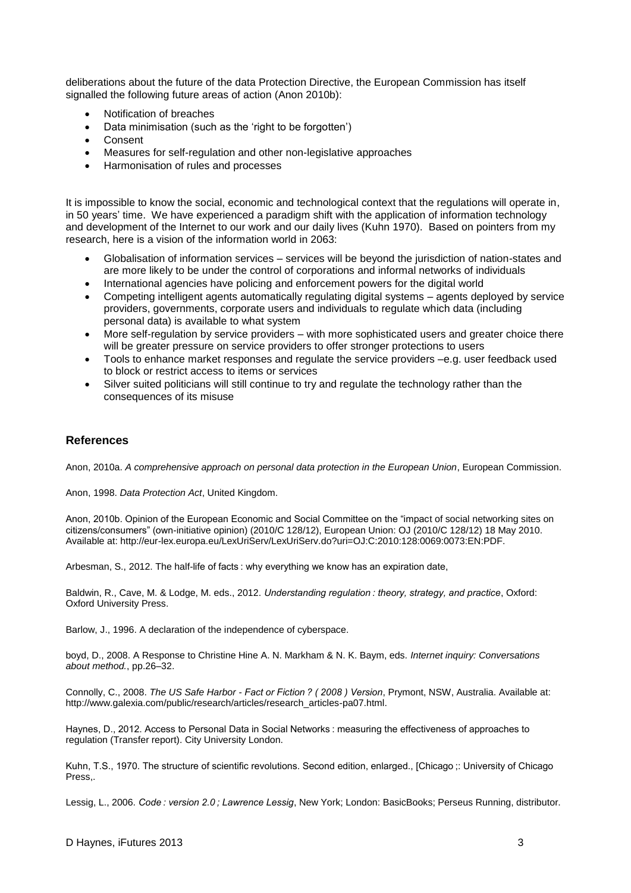deliberations about the future of the data Protection Directive, the European Commission has itself signalled the following future areas of action (Anon 2010b):

- Notification of breaches
- Data minimisation (such as the 'right to be forgotten')
- Consent
- Measures for self-regulation and other non-legislative approaches
- Harmonisation of rules and processes

It is impossible to know the social, economic and technological context that the regulations will operate in, in 50 years' time. We have experienced a paradigm shift with the application of information technology and development of the Internet to our work and our daily lives (Kuhn 1970). Based on pointers from my research, here is a vision of the information world in 2063:

- Globalisation of information services – services will be beyond the jurisdiction of nation-states and are more likely to be under the control of corporations and informal networks of individuals
- International agencies have policing and enforcement powers for the digital world
- Competing intelligent agents automatically regulating digital systems – agents deployed by service providers, governments, corporate users and individuals to regulate which data (including personal data) is available to what system
- More self-regulation by service providers – with more sophisticated users and greater choice there will be greater pressure on service providers to offer stronger protections to users
- Tools to enhance market responses and regulate the service providers –e.g. user feedback used to block or restrict access to items or services
- Silver suited politicians will still continue to try and regulate the technology rather than the consequences of its misuse

## References

Anon, 2010a. *A comprehensive approach on personal data protection in the European Union*, European Commission.

Anon, 1998. *Data Protection Act*, United Kingdom.

Anon, 2010b. Opinion of the European Economic and Social Committee on the "impact of social networking sites on citizens/consumers" (own-initiative opinion) (2010/C 128/12), European Union: OJ (2010/C 128/12) 18 May 2010. Available at: http://eur-lex.europa.eu/LexUriServ/LexUriServ.do?uri=OJ:C:2010:128:0069:0073:EN:PDF.

Arbesman, S., 2012. The half-life of facts : why everything we know has an expiration date,

Baldwin, R., Cave, M. & Lodge, M. eds., 2012. *Understanding regulation : theory, strategy, and practice*, Oxford: Oxford University Press.

Barlow, J., 1996. A declaration of the independence of cyberspace.

boyd, D., 2008. A Response to Christine Hine A. N. Markham & N. K. Baym, eds. *Internet inquiry: Conversations about method.*, pp.26–32.

Connolly, C., 2008. *The US Safe Harbor - Fact or Fiction ? ( 2008 ) Version*, Prymont, NSW, Australia. Available at: http://www.galexia.com/public/research/articles/research_articles-pa07.html.

Haynes, D., 2012. Access to Personal Data in Social Networks : measuring the effectiveness of approaches to regulation (Transfer report). City University London.

Kuhn, T.S., 1970. The structure of scientific revolutions. Second edition, enlarged., [Chicago ;: University of Chicago Press,.

Lessig, L., 2006. *Code : version 2.0 ; Lawrence Lessig*, New York; London: BasicBooks; Perseus Running, distributor.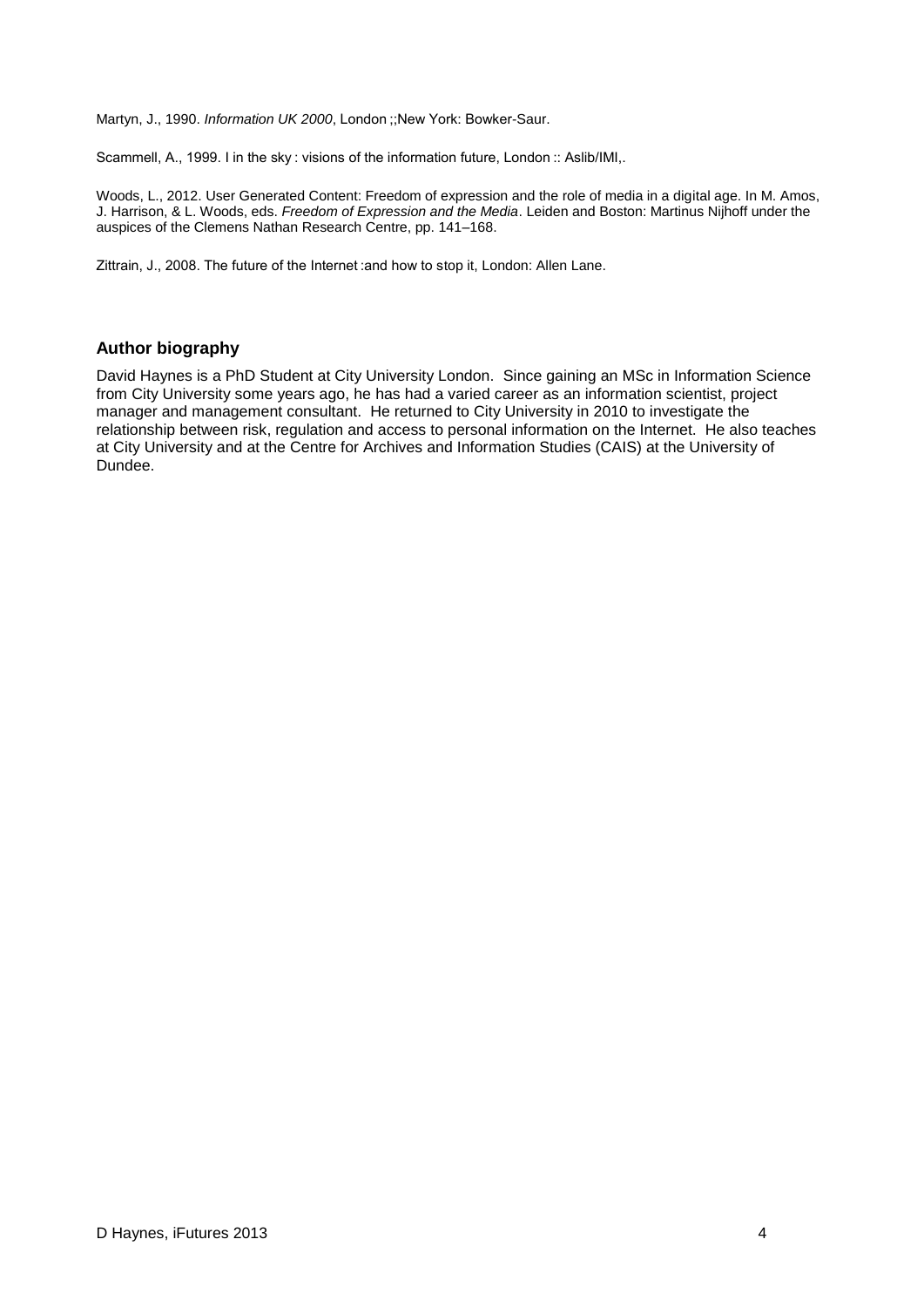Martyn, J., 1990. *Information UK 2000*, London ;;New York: Bowker-Saur.

Scammell, A., 1999. I in the sky : visions of the information future, London :: Aslib/IMI,.

Woods, L., 2012. User Generated Content: Freedom of expression and the role of media in a digital age. In M. Amos, J. Harrison, & L. Woods, eds. *Freedom of Expression and the Media*. Leiden and Boston: Martinus Nijhoff under the auspices of the Clemens Nathan Research Centre, pp. 141–168.

Zittrain, J., 2008. The future of the Internet :and how to stop it, London: Allen Lane.

### Author biography

David Haynes is a PhD Student at City University London. Since gaining an MSc in Information Science from City University some years ago, he has had a varied career as an information scientist, project manager and management consultant. He returned to City University in 2010 to investigate the relationship between risk, regulation and access to personal information on the Internet. He also teaches at City University and at the Centre for Archives and Information Studies (CAIS) at the University of Dundee.